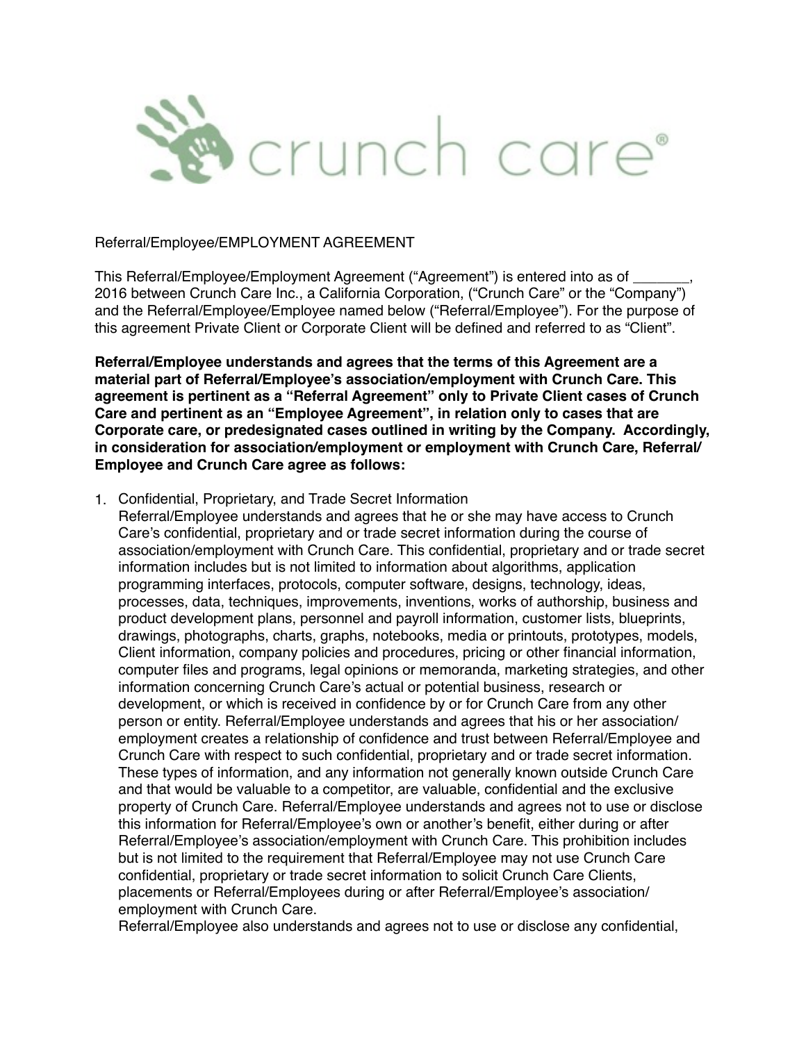crunch care®

Referral/Employee/EMPLOYMENT AGREEMENT

This Referral/Employee/Employment Agreement ("Agreement") is entered into as of _______, 2016 between Crunch Care Inc., a California Corporation, ("Crunch Care" or the "Company") and the Referral/Employee/Employee named below ("Referral/Employee"). For the purpose of this agreement Private Client or Corporate Client will be defined and referred to as "Client".

**Referral/Employee understands and agrees that the terms of this Agreement are a material part of Referral/Employee's association/employment with Crunch Care. This agreement is pertinent as a "Referral Agreement" only to Private Client cases of Crunch Care and pertinent as an "Employee Agreement", in relation only to cases that are Corporate care, or predesignated cases outlined in writing by the Company. Accordingly, in consideration for association/employment or employment with Crunch Care, Referral/Employee and Crunch Care agree as follows:**

1. Confidential, Proprietary, and Trade Secret Information
   Referral/Employee understands and agrees that he or she may have access to Crunch Care's confidential, proprietary and or trade secret information during the course of association/employment with Crunch Care. This confidential, proprietary and or trade secret information includes but is not limited to information about algorithms, application programming interfaces, protocols, computer software, designs, technology, ideas, processes, data, techniques, improvements, inventions, works of authorship, business and product development plans, personnel and payroll information, customer lists, blueprints, drawings, photographs, charts, graphs, notebooks, media or printouts, prototypes, models, Client information, company policies and procedures, pricing or other financial information, computer files and programs, legal opinions or memoranda, marketing strategies, and other information concerning Crunch Care's actual or potential business, research or development, or which is received in confidence by or for Crunch Care from any other person or entity. Referral/Employee understands and agrees that his or her association/employment creates a relationship of confidence and trust between Referral/Employee and Crunch Care with respect to such confidential, proprietary and or trade secret information. These types of information, and any information not generally known outside Crunch Care and that would be valuable to a competitor, are valuable, confidential and the exclusive property of Crunch Care. Referral/Employee understands and agrees not to use or disclose this information for Referral/Employee's own or another's benefit, either during or after Referral/Employee's association/employment with Crunch Care. This prohibition includes but is not limited to the requirement that Referral/Employee may not use Crunch Care confidential, proprietary or trade secret information to solicit Crunch Care Clients, placements or Referral/Employees during or after Referral/Employee's association/employment with Crunch Care.
   Referral/Employee also understands and agrees not to use or disclose any confidential,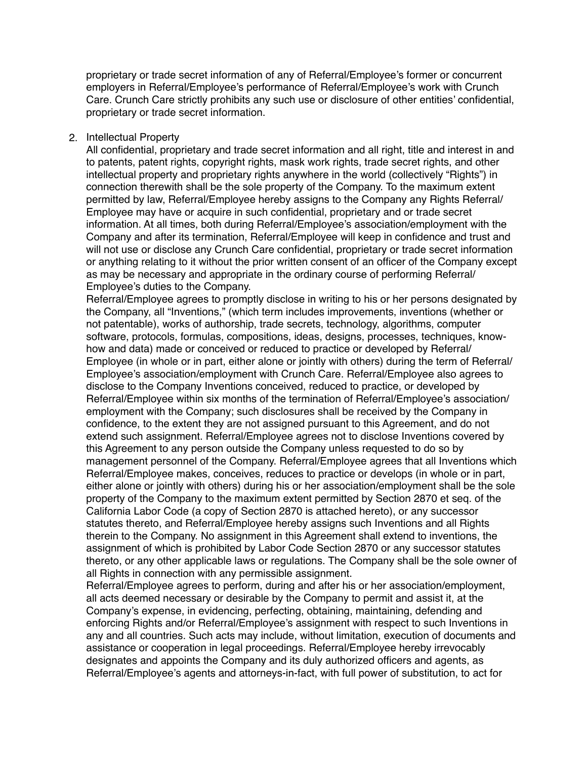proprietary or trade secret information of any of Referral/Employee's former or concurrent employers in Referral/Employee's performance of Referral/Employee's work with Crunch Care. Crunch Care strictly prohibits any such use or disclosure of other entities' confidential, proprietary or trade secret information.

2. Intellectual Property

All confidential, proprietary and trade secret information and all right, title and interest in and to patents, patent rights, copyright rights, mask work rights, trade secret rights, and other intellectual property and proprietary rights anywhere in the world (collectively "Rights") in connection therewith shall be the sole property of the Company. To the maximum extent permitted by law, Referral/Employee hereby assigns to the Company any Rights Referral/Employee may have or acquire in such confidential, proprietary and or trade secret information. At all times, both during Referral/Employee's association/employment with the Company and after its termination, Referral/Employee will keep in confidence and trust and will not use or disclose any Crunch Care confidential, proprietary or trade secret information or anything relating to it without the prior written consent of an officer of the Company except as may be necessary and appropriate in the ordinary course of performing Referral/Employee's duties to the Company.

Referral/Employee agrees to promptly disclose in writing to his or her persons designated by the Company, all "Inventions," (which term includes improvements, inventions (whether or not patentable), works of authorship, trade secrets, technology, algorithms, computer software, protocols, formulas, compositions, ideas, designs, processes, techniques, know-how and data) made or conceived or reduced to practice or developed by Referral/Employee (in whole or in part, either alone or jointly with others) during the term of Referral/Employee's association/employment with Crunch Care. Referral/Employee also agrees to disclose to the Company Inventions conceived, reduced to practice, or developed by Referral/Employee within six months of the termination of Referral/Employee's association/employment with the Company; such disclosures shall be received by the Company in confidence, to the extent they are not assigned pursuant to this Agreement, and do not extend such assignment. Referral/Employee agrees not to disclose Inventions covered by this Agreement to any person outside the Company unless requested to do so by management personnel of the Company. Referral/Employee agrees that all Inventions which Referral/Employee makes, conceives, reduces to practice or develops (in whole or in part, either alone or jointly with others) during his or her association/employment shall be the sole property of the Company to the maximum extent permitted by Section 2870 et seq. of the California Labor Code (a copy of Section 2870 is attached hereto), or any successor statutes thereto, and Referral/Employee hereby assigns such Inventions and all Rights therein to the Company. No assignment in this Agreement shall extend to inventions, the assignment of which is prohibited by Labor Code Section 2870 or any successor statutes thereto, or any other applicable laws or regulations. The Company shall be the sole owner of all Rights in connection with any permissible assignment.

Referral/Employee agrees to perform, during and after his or her association/employment, all acts deemed necessary or desirable by the Company to permit and assist it, at the Company's expense, in evidencing, perfecting, obtaining, maintaining, defending and enforcing Rights and/or Referral/Employee's assignment with respect to such Inventions in any and all countries. Such acts may include, without limitation, execution of documents and assistance or cooperation in legal proceedings. Referral/Employee hereby irrevocably designates and appoints the Company and its duly authorized officers and agents, as Referral/Employee's agents and attorneys-in-fact, with full power of substitution, to act for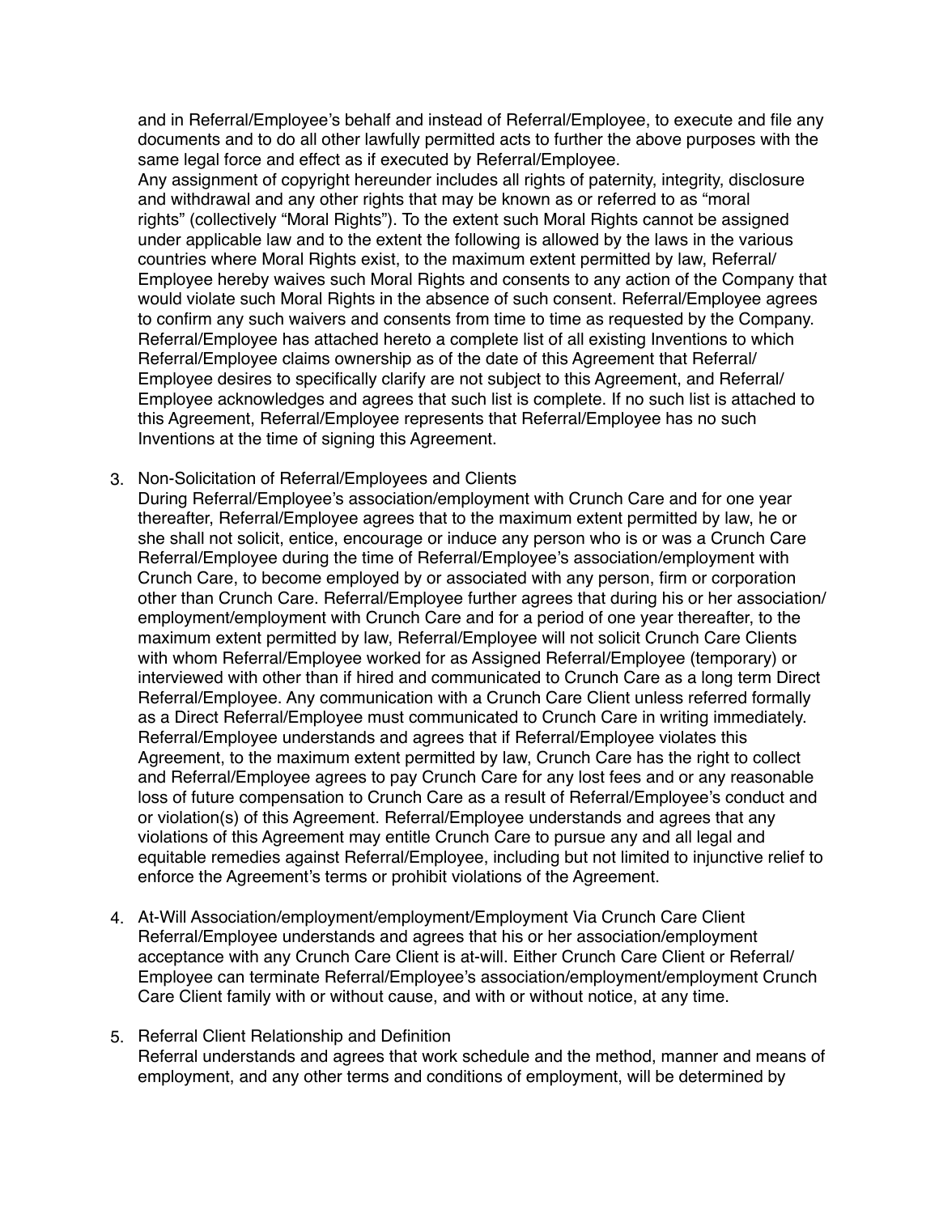and in Referral/Employee's behalf and instead of Referral/Employee, to execute and file any documents and to do all other lawfully permitted acts to further the above purposes with the same legal force and effect as if executed by Referral/Employee.

Any assignment of copyright hereunder includes all rights of paternity, integrity, disclosure and withdrawal and any other rights that may be known as or referred to as "moral rights" (collectively "Moral Rights"). To the extent such Moral Rights cannot be assigned under applicable law and to the extent the following is allowed by the laws in the various countries where Moral Rights exist, to the maximum extent permitted by law, Referral/Employee hereby waives such Moral Rights and consents to any action of the Company that would violate such Moral Rights in the absence of such consent. Referral/Employee agrees to confirm any such waivers and consents from time to time as requested by the Company. Referral/Employee has attached hereto a complete list of all existing Inventions to which Referral/Employee claims ownership as of the date of this Agreement that Referral/Employee desires to specifically clarify are not subject to this Agreement, and Referral/Employee acknowledges and agrees that such list is complete. If no such list is attached to this Agreement, Referral/Employee represents that Referral/Employee has no such Inventions at the time of signing this Agreement.

3. Non-Solicitation of Referral/Employees and Clients

   During Referral/Employee's association/employment with Crunch Care and for one year thereafter, Referral/Employee agrees that to the maximum extent permitted by law, he or she shall not solicit, entice, encourage or induce any person who is or was a Crunch Care Referral/Employee during the time of Referral/Employee's association/employment with Crunch Care, to become employed by or associated with any person, firm or corporation other than Crunch Care. Referral/Employee further agrees that during his or her association/employment/employment with Crunch Care and for a period of one year thereafter, to the maximum extent permitted by law, Referral/Employee will not solicit Crunch Care Clients with whom Referral/Employee worked for as Assigned Referral/Employee (temporary) or interviewed with other than if hired and communicated to Crunch Care as a long term Direct Referral/Employee. Any communication with a Crunch Care Client unless referred formally as a Direct Referral/Employee must communicated to Crunch Care in writing immediately. Referral/Employee understands and agrees that if Referral/Employee violates this Agreement, to the maximum extent permitted by law, Crunch Care has the right to collect and Referral/Employee agrees to pay Crunch Care for any lost fees and or any reasonable loss of future compensation to Crunch Care as a result of Referral/Employee's conduct and or violation(s) of this Agreement. Referral/Employee understands and agrees that any violations of this Agreement may entitle Crunch Care to pursue any and all legal and equitable remedies against Referral/Employee, including but not limited to injunctive relief to enforce the Agreement's terms or prohibit violations of the Agreement.

4. At-Will Association/employment/employment/Employment Via Crunch Care Client

   Referral/Employee understands and agrees that his or her association/employment acceptance with any Crunch Care Client is at-will. Either Crunch Care Client or Referral/Employee can terminate Referral/Employee's association/employment/employment Crunch Care Client family with or without cause, and with or without notice, at any time.

5. Referral Client Relationship and Definition

   Referral understands and agrees that work schedule and the method, manner and means of employment, and any other terms and conditions of employment, will be determined by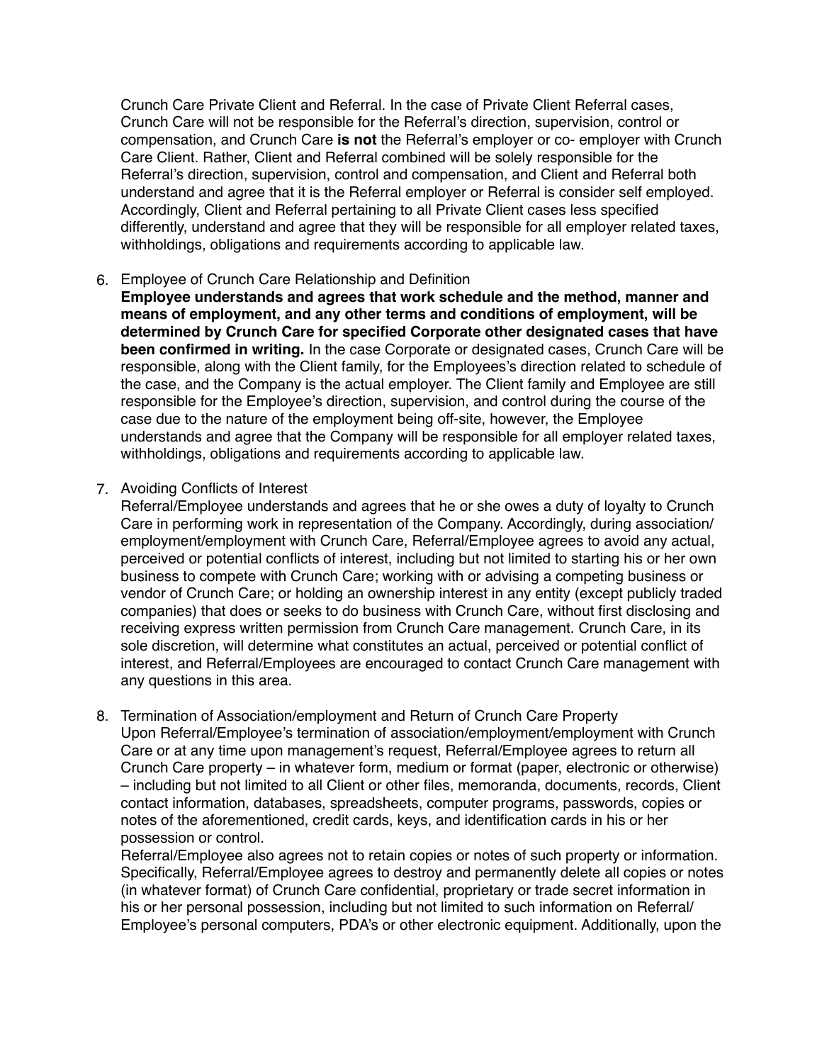Crunch Care Private Client and Referral. In the case of Private Client Referral cases, Crunch Care will not be responsible for the Referral's direction, supervision, control or compensation, and Crunch Care **is not** the Referral's employer or co- employer with Crunch Care Client. Rather, Client and Referral combined will be solely responsible for the Referral's direction, supervision, control and compensation, and Client and Referral both understand and agree that it is the Referral employer or Referral is consider self employed. Accordingly, Client and Referral pertaining to all Private Client cases less specified differently, understand and agree that they will be responsible for all employer related taxes, withholdings, obligations and requirements according to applicable law.

6. Employee of Crunch Care Relationship and Definition
   **Employee understands and agrees that work schedule and the method, manner and means of employment, and any other terms and conditions of employment, will be determined by Crunch Care for specified Corporate other designated cases that have been confirmed in writing.** In the case Corporate or designated cases, Crunch Care will be responsible, along with the Client family, for the Employees's direction related to schedule of the case, and the Company is the actual employer. The Client family and Employee are still responsible for the Employee's direction, supervision, and control during the course of the case due to the nature of the employment being off-site, however, the Employee understands and agree that the Company will be responsible for all employer related taxes, withholdings, obligations and requirements according to applicable law.

7. Avoiding Conflicts of Interest
   Referral/Employee understands and agrees that he or she owes a duty of loyalty to Crunch Care in performing work in representation of the Company. Accordingly, during association/ employment/employment with Crunch Care, Referral/Employee agrees to avoid any actual, perceived or potential conflicts of interest, including but not limited to starting his or her own business to compete with Crunch Care; working with or advising a competing business or vendor of Crunch Care; or holding an ownership interest in any entity (except publicly traded companies) that does or seeks to do business with Crunch Care, without first disclosing and receiving express written permission from Crunch Care management. Crunch Care, in its sole discretion, will determine what constitutes an actual, perceived or potential conflict of interest, and Referral/Employees are encouraged to contact Crunch Care management with any questions in this area.

8. Termination of Association/employment and Return of Crunch Care Property
   Upon Referral/Employee's termination of association/employment/employment with Crunch Care or at any time upon management's request, Referral/Employee agrees to return all Crunch Care property – in whatever form, medium or format (paper, electronic or otherwise) – including but not limited to all Client or other files, memoranda, documents, records, Client contact information, databases, spreadsheets, computer programs, passwords, copies or notes of the aforementioned, credit cards, keys, and identification cards in his or her possession or control.
   Referral/Employee also agrees not to retain copies or notes of such property or information. Specifically, Referral/Employee agrees to destroy and permanently delete all copies or notes (in whatever format) of Crunch Care confidential, proprietary or trade secret information in his or her personal possession, including but not limited to such information on Referral/ Employee's personal computers, PDA's or other electronic equipment. Additionally, upon the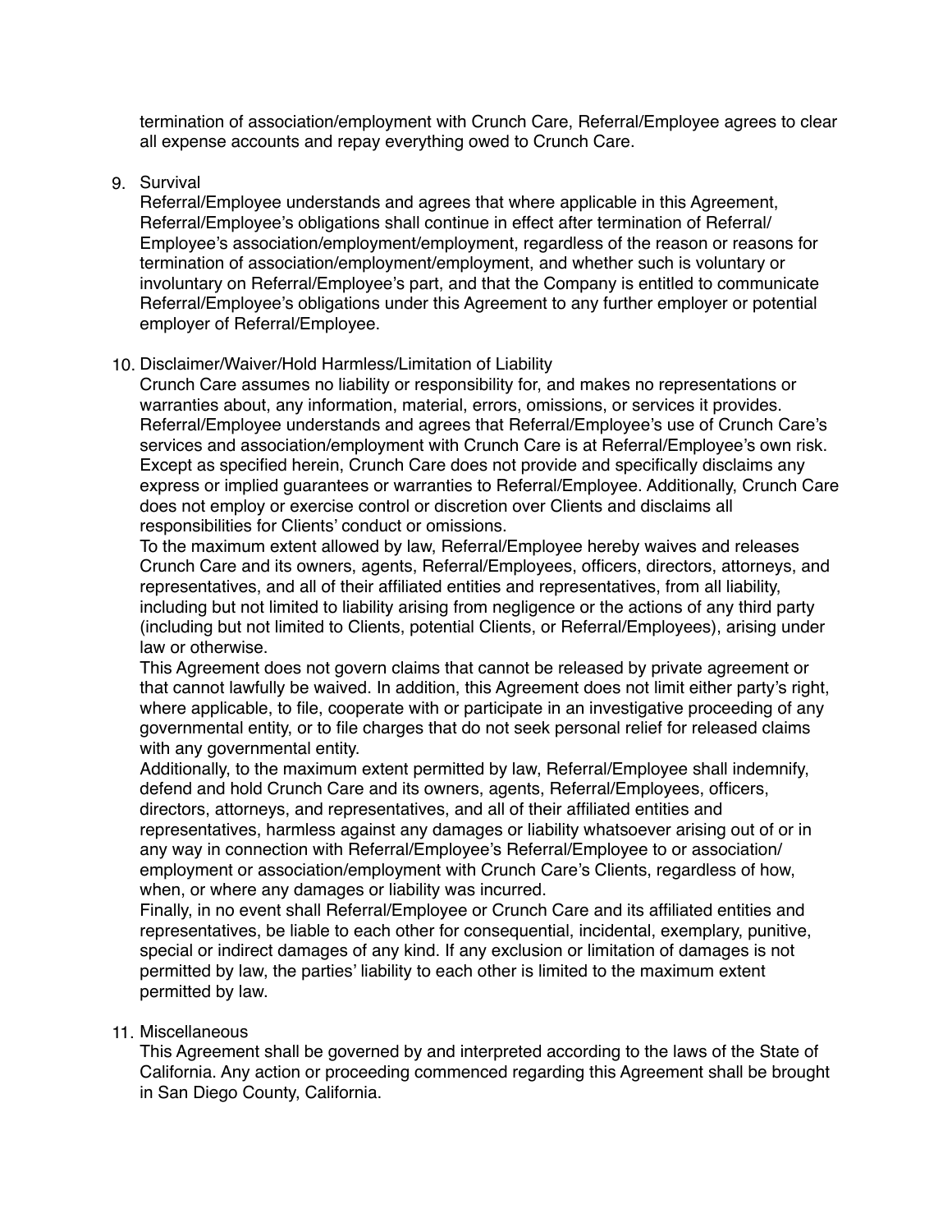termination of association/employment with Crunch Care, Referral/Employee agrees to clear all expense accounts and repay everything owed to Crunch Care.

9. Survival

   Referral/Employee understands and agrees that where applicable in this Agreement, Referral/Employee's obligations shall continue in effect after termination of Referral/Employee's association/employment/employment, regardless of the reason or reasons for termination of association/employment/employment, and whether such is voluntary or involuntary on Referral/Employee's part, and that the Company is entitled to communicate Referral/Employee's obligations under this Agreement to any further employer or potential employer of Referral/Employee.

10. Disclaimer/Waiver/Hold Harmless/Limitation of Liability

    Crunch Care assumes no liability or responsibility for, and makes no representations or warranties about, any information, material, errors, omissions, or services it provides. Referral/Employee understands and agrees that Referral/Employee's use of Crunch Care's services and association/employment with Crunch Care is at Referral/Employee's own risk. Except as specified herein, Crunch Care does not provide and specifically disclaims any express or implied guarantees or warranties to Referral/Employee. Additionally, Crunch Care does not employ or exercise control or discretion over Clients and disclaims all responsibilities for Clients' conduct or omissions.

    To the maximum extent allowed by law, Referral/Employee hereby waives and releases Crunch Care and its owners, agents, Referral/Employees, officers, directors, attorneys, and representatives, and all of their affiliated entities and representatives, from all liability, including but not limited to liability arising from negligence or the actions of any third party (including but not limited to Clients, potential Clients, or Referral/Employees), arising under law or otherwise.

    This Agreement does not govern claims that cannot be released by private agreement or that cannot lawfully be waived. In addition, this Agreement does not limit either party's right, where applicable, to file, cooperate with or participate in an investigative proceeding of any governmental entity, or to file charges that do not seek personal relief for released claims with any governmental entity.

    Additionally, to the maximum extent permitted by law, Referral/Employee shall indemnify, defend and hold Crunch Care and its owners, agents, Referral/Employees, officers, directors, attorneys, and representatives, and all of their affiliated entities and representatives, harmless against any damages or liability whatsoever arising out of or in any way in connection with Referral/Employee's Referral/Employee to or association/employment or association/employment with Crunch Care's Clients, regardless of how, when, or where any damages or liability was incurred.

    Finally, in no event shall Referral/Employee or Crunch Care and its affiliated entities and representatives, be liable to each other for consequential, incidental, exemplary, punitive, special or indirect damages of any kind. If any exclusion or limitation of damages is not permitted by law, the parties' liability to each other is limited to the maximum extent permitted by law.

11. Miscellaneous

    This Agreement shall be governed by and interpreted according to the laws of the State of California. Any action or proceeding commenced regarding this Agreement shall be brought in San Diego County, California.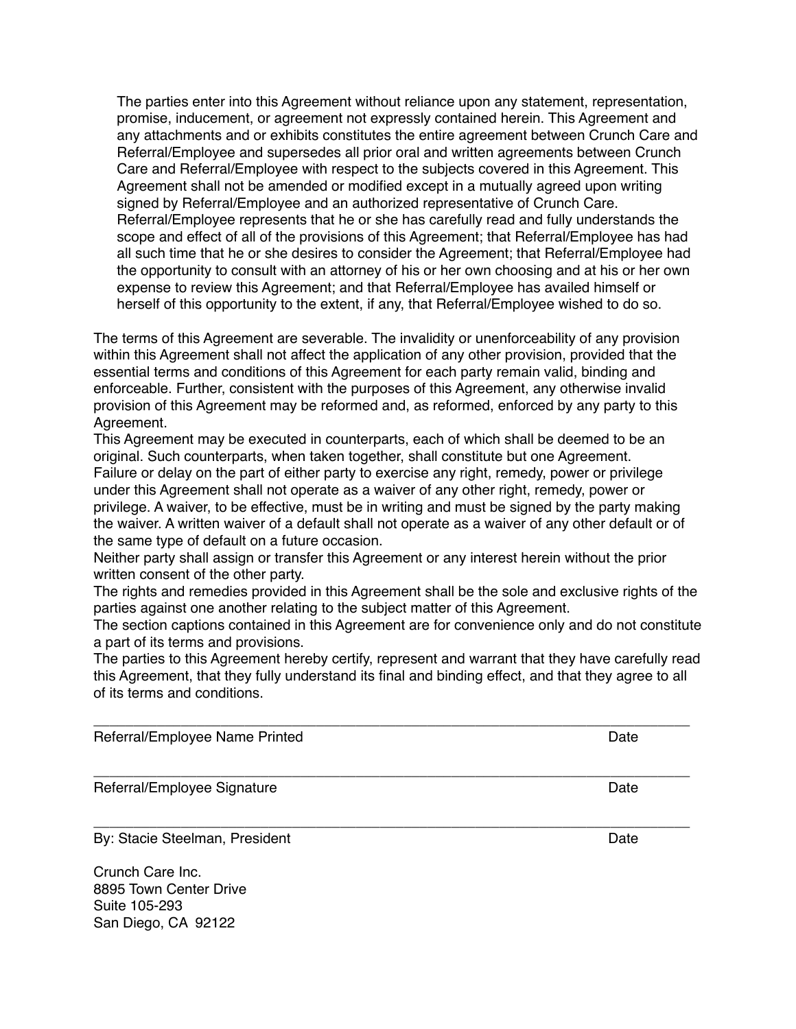The parties enter into this Agreement without reliance upon any statement, representation, promise, inducement, or agreement not expressly contained herein. This Agreement and any attachments and or exhibits constitutes the entire agreement between Crunch Care and Referral/Employee and supersedes all prior oral and written agreements between Crunch Care and Referral/Employee with respect to the subjects covered in this Agreement. This Agreement shall not be amended or modified except in a mutually agreed upon writing signed by Referral/Employee and an authorized representative of Crunch Care. Referral/Employee represents that he or she has carefully read and fully understands the scope and effect of all of the provisions of this Agreement; that Referral/Employee has had all such time that he or she desires to consider the Agreement; that Referral/Employee had the opportunity to consult with an attorney of his or her own choosing and at his or her own expense to review this Agreement; and that Referral/Employee has availed himself or herself of this opportunity to the extent, if any, that Referral/Employee wished to do so.

The terms of this Agreement are severable. The invalidity or unenforceability of any provision within this Agreement shall not affect the application of any other provision, provided that the essential terms and conditions of this Agreement for each party remain valid, binding and enforceable. Further, consistent with the purposes of this Agreement, any otherwise invalid provision of this Agreement may be reformed and, as reformed, enforced by any party to this Agreement.

This Agreement may be executed in counterparts, each of which shall be deemed to be an original. Such counterparts, when taken together, shall constitute but one Agreement.

Failure or delay on the part of either party to exercise any right, remedy, power or privilege under this Agreement shall not operate as a waiver of any other right, remedy, power or privilege. A waiver, to be effective, must be in writing and must be signed by the party making the waiver. A written waiver of a default shall not operate as a waiver of any other default or of the same type of default on a future occasion.

Neither party shall assign or transfer this Agreement or any interest herein without the prior written consent of the other party.

The rights and remedies provided in this Agreement shall be the sole and exclusive rights of the parties against one another relating to the subject matter of this Agreement.

The section captions contained in this Agreement are for convenience only and do not constitute a part of its terms and provisions.

The parties to this Agreement hereby certify, represent and warrant that they have carefully read this Agreement, that they fully understand its final and binding effect, and that they agree to all of its terms and conditions.

\_\_\_\_\_\_\_\_\_\_\_\_\_\_\_\_\_\_\_\_\_\_\_\_\_\_\_\_\_\_\_\_\_\_\_\_\_\_\_\_\_\_\_\_\_\_\_\_\_\_\_\_\_\_\_\_\_\_\_\_\_\_\_\_\_\_\_\_\_\_\_\_

Referral/Employee Name Printed Date

\_\_\_\_\_\_\_\_\_\_\_\_\_\_\_\_\_\_\_\_\_\_\_\_\_\_\_\_\_\_\_\_\_\_\_\_\_\_\_\_\_\_\_\_\_\_\_\_\_\_\_\_\_\_\_\_\_\_\_\_\_\_\_\_\_\_\_\_\_\_\_\_

Referral/Employee Signature Date

\_\_\_\_\_\_\_\_\_\_\_\_\_\_\_\_\_\_\_\_\_\_\_\_\_\_\_\_\_\_\_\_\_\_\_\_\_\_\_\_\_\_\_\_\_\_\_\_\_\_\_\_\_\_\_\_\_\_\_\_\_\_\_\_\_\_\_\_\_\_\_\_

By: Stacie Steelman, President Date

Crunch Care Inc.
8895 Town Center Drive
Suite 105-293
San Diego, CA 92122